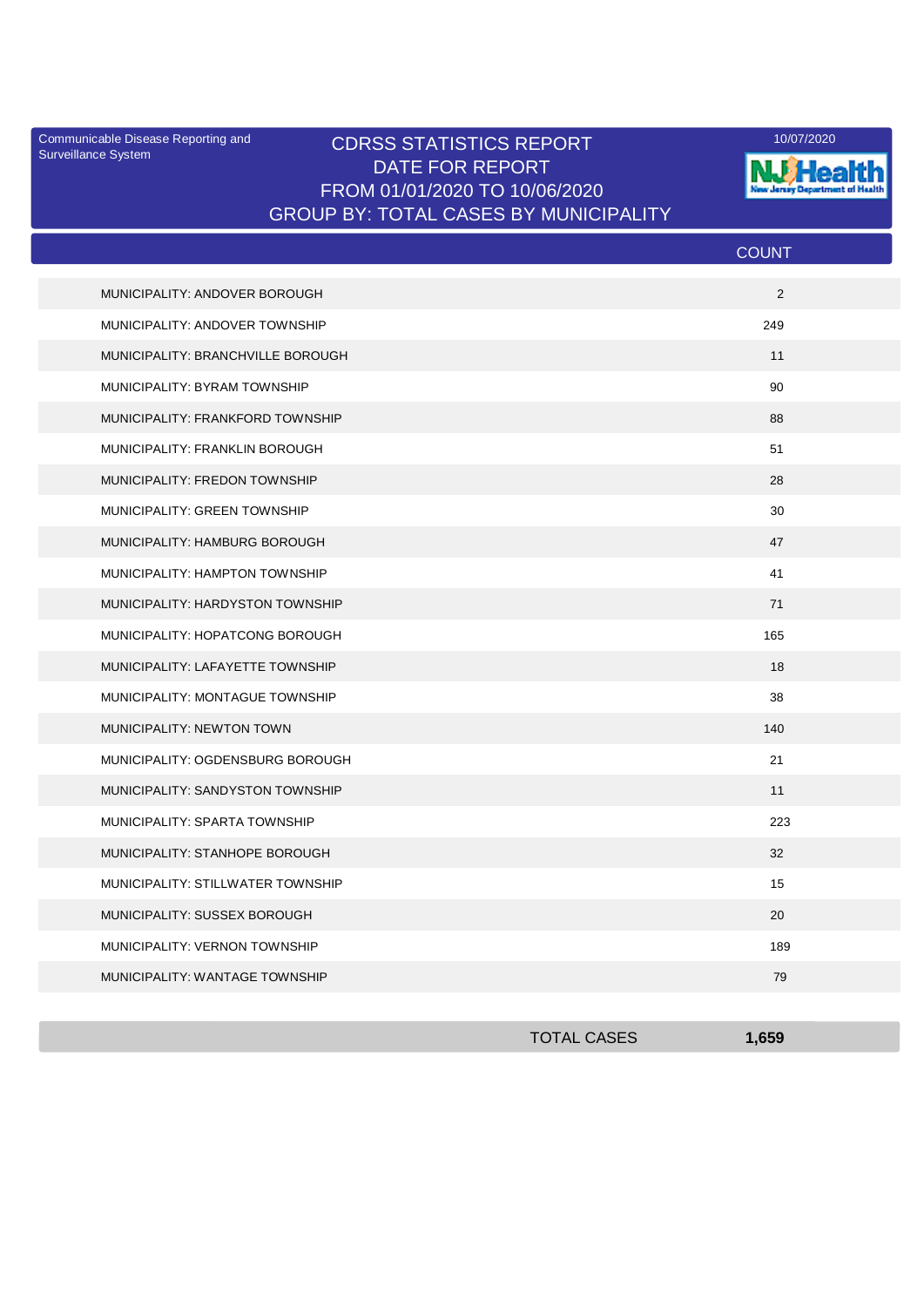Communicable Disease Reporting and Surveillance System

10/07/2020

# CDRSS STATISTICS REPORT
## DATE FOR REPORT
## FROM 01/01/2020 TO 10/06/2020
## GROUP BY: TOTAL CASES BY MUNICIPALITY

| | COUNT |
|---|---|
| MUNICIPALITY: ANDOVER BOROUGH | 2 |
| MUNICIPALITY: ANDOVER TOWNSHIP | 249 |
| MUNICIPALITY: BRANCHVILLE BOROUGH | 11 |
| MUNICIPALITY: BYRAM TOWNSHIP | 90 |
| MUNICIPALITY: FRANKFORD TOWNSHIP | 88 |
| MUNICIPALITY: FRANKLIN BOROUGH | 51 |
| MUNICIPALITY: FREDON TOWNSHIP | 28 |
| MUNICIPALITY: GREEN TOWNSHIP | 30 |
| MUNICIPALITY: HAMBURG BOROUGH | 47 |
| MUNICIPALITY: HAMPTON TOWNSHIP | 41 |
| MUNICIPALITY: HARDYSTON TOWNSHIP | 71 |
| MUNICIPALITY: HOPATCONG BOROUGH | 165 |
| MUNICIPALITY: LAFAYETTE TOWNSHIP | 18 |
| MUNICIPALITY: MONTAGUE TOWNSHIP | 38 |
| MUNICIPALITY: NEWTON TOWN | 140 |
| MUNICIPALITY: OGDENSBURG BOROUGH | 21 |
| MUNICIPALITY: SANDYSTON TOWNSHIP | 11 |
| MUNICIPALITY: SPARTA TOWNSHIP | 223 |
| MUNICIPALITY: STANHOPE BOROUGH | 32 |
| MUNICIPALITY: STILLWATER TOWNSHIP | 15 |
| MUNICIPALITY: SUSSEX BOROUGH | 20 |
| MUNICIPALITY: VERNON TOWNSHIP | 189 |
| MUNICIPALITY: WANTAGE TOWNSHIP | 79 |
| TOTAL CASES | **1,659** |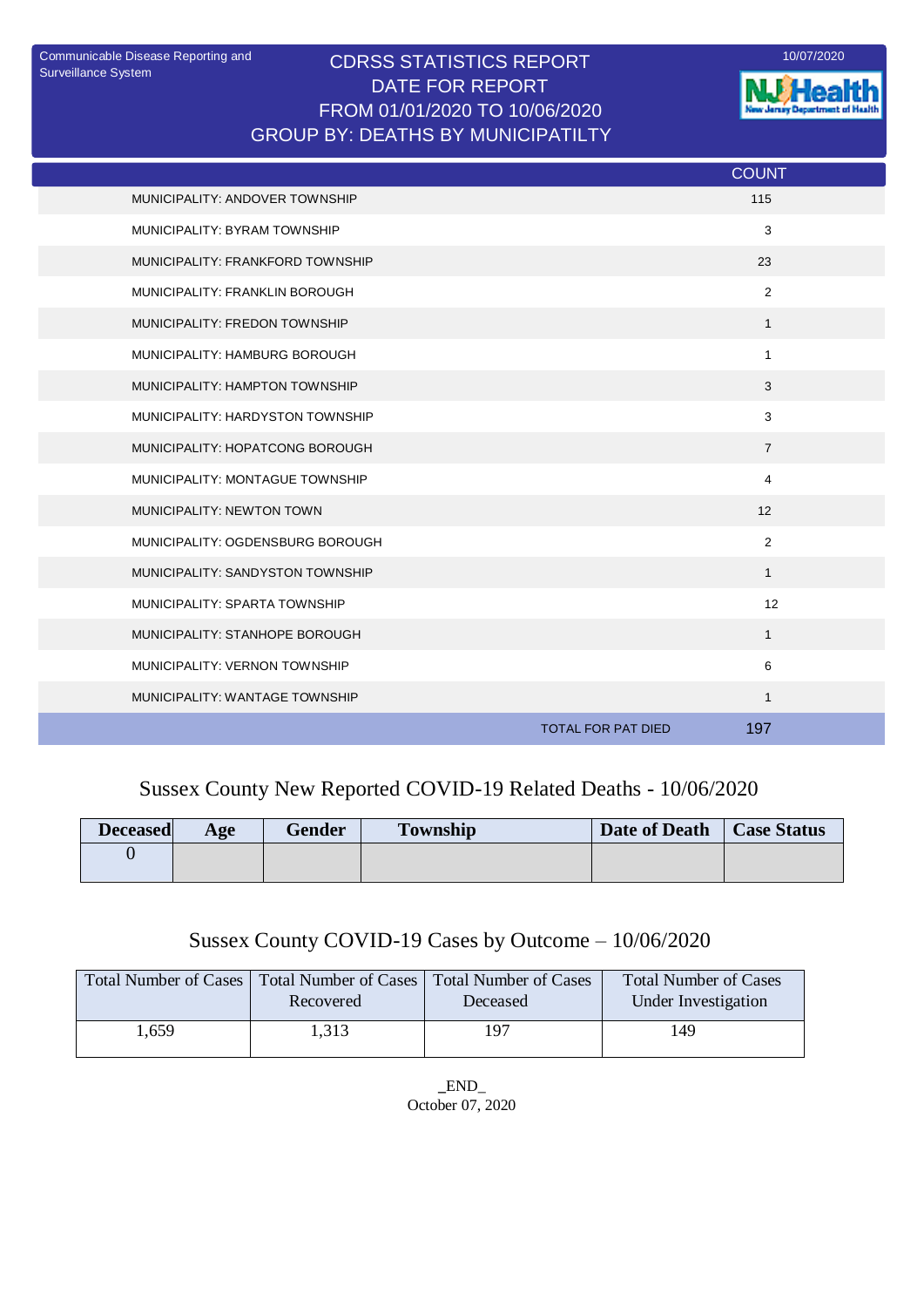Communicable Disease Reporting and Surveillance System

# CDRSS STATISTICS REPORT
## DATE FOR REPORT
## FROM 01/01/2020 TO 10/06/2020
## GROUP BY: DEATHS BY MUNICIPATILTY

10/07/2020

| | COUNT |
|---|---|
| MUNICIPALITY: ANDOVER TOWNSHIP | 115 |
| MUNICIPALITY: BYRAM TOWNSHIP | 3 |
| MUNICIPALITY: FRANKFORD TOWNSHIP | 23 |
| MUNICIPALITY: FRANKLIN BOROUGH | 2 |
| MUNICIPALITY: FREDON TOWNSHIP | 1 |
| MUNICIPALITY: HAMBURG BOROUGH | 1 |
| MUNICIPALITY: HAMPTON TOWNSHIP | 3 |
| MUNICIPALITY: HARDYSTON TOWNSHIP | 3 |
| MUNICIPALITY: HOPATCONG BOROUGH | 7 |
| MUNICIPALITY: MONTAGUE TOWNSHIP | 4 |
| MUNICIPALITY: NEWTON TOWN | 12 |
| MUNICIPALITY: OGDENSBURG BOROUGH | 2 |
| MUNICIPALITY: SANDYSTON TOWNSHIP | 1 |
| MUNICIPALITY: SPARTA TOWNSHIP | 12 |
| MUNICIPALITY: STANHOPE BOROUGH | 1 |
| MUNICIPALITY: VERNON TOWNSHIP | 6 |
| MUNICIPALITY: WANTAGE TOWNSHIP | 1 |
| TOTAL FOR PAT DIED | 197 |

## Sussex County New Reported COVID-19 Related Deaths - 10/06/2020

| Deceased | Age | Gender | Township | Date of Death | Case Status |
|---|---|---|---|---|---|
| 0 | | | | | |

## Sussex County COVID-19 Cases by Outcome – 10/06/2020

| Total Number of Cases | Total Number of Cases Recovered | Total Number of Cases Deceased | Total Number of Cases Under Investigation |
|---|---|---|---|
| 1,659 | 1,313 | 197 | 149 |

_END_
October 07, 2020